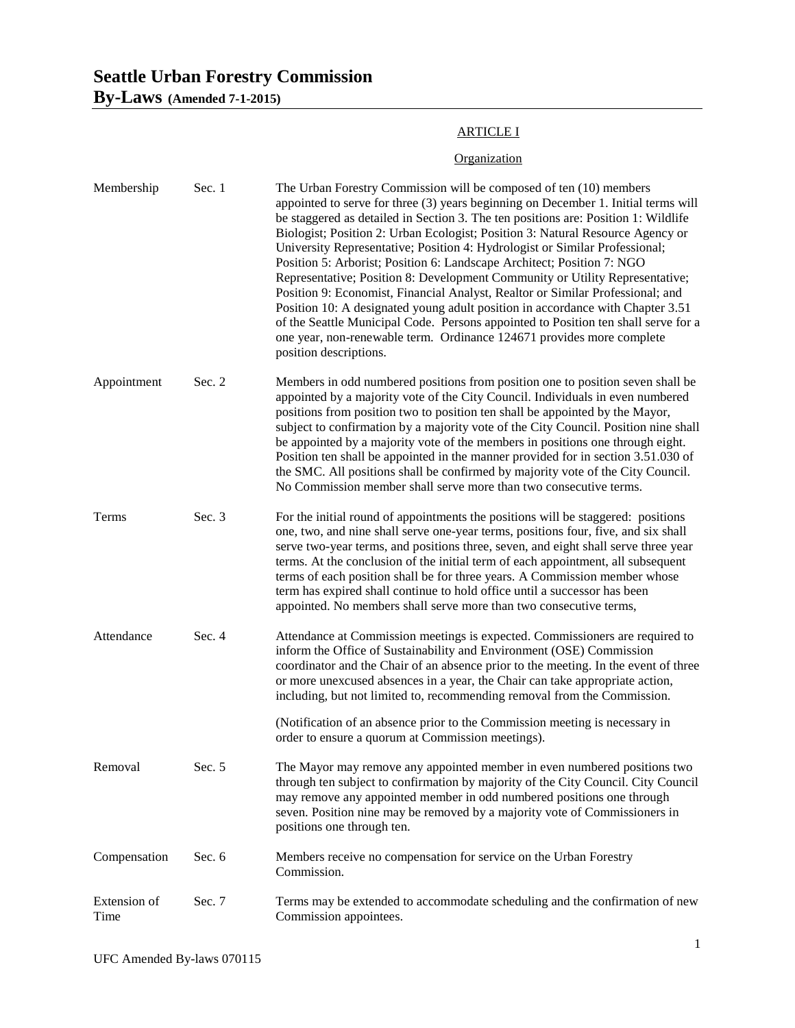# Seattle Urban Forestry Commission

## By-Laws (Amended 7-1-2015)

### ARTICLE I

#### Organization

**Membership** — Sec. 1

The Urban Forestry Commission will be composed of ten (10) members appointed to serve for three (3) years beginning on December 1. Initial terms will be staggered as detailed in Section 3. The ten positions are: Position 1: Wildlife Biologist; Position 2: Urban Ecologist; Position 3: Natural Resource Agency or University Representative; Position 4: Hydrologist or Similar Professional; Position 5: Arborist; Position 6: Landscape Architect; Position 7: NGO Representative; Position 8: Development Community or Utility Representative; Position 9: Economist, Financial Analyst, Realtor or Similar Professional; and Position 10: A designated young adult position in accordance with Chapter 3.51 of the Seattle Municipal Code. Persons appointed to Position ten shall serve for a one year, non-renewable term. Ordinance 124671 provides more complete position descriptions.

**Appointment** — Sec. 2

Members in odd numbered positions from position one to position seven shall be appointed by a majority vote of the City Council. Individuals in even numbered positions from position two to position ten shall be appointed by the Mayor, subject to confirmation by a majority vote of the City Council. Position nine shall be appointed by a majority vote of the members in positions one through eight. Position ten shall be appointed in the manner provided for in section 3.51.030 of the SMC. All positions shall be confirmed by majority vote of the City Council. No Commission member shall serve more than two consecutive terms.

**Terms** — Sec. 3

For the initial round of appointments the positions will be staggered: positions one, two, and nine shall serve one-year terms, positions four, five, and six shall serve two-year terms, and positions three, seven, and eight shall serve three year terms. At the conclusion of the initial term of each appointment, all subsequent terms of each position shall be for three years. A Commission member whose term has expired shall continue to hold office until a successor has been appointed. No members shall serve more than two consecutive terms,

**Attendance** — Sec. 4

Attendance at Commission meetings is expected. Commissioners are required to inform the Office of Sustainability and Environment (OSE) Commission coordinator and the Chair of an absence prior to the meeting. In the event of three or more unexcused absences in a year, the Chair can take appropriate action, including, but not limited to, recommending removal from the Commission.

(Notification of an absence prior to the Commission meeting is necessary in order to ensure a quorum at Commission meetings).

**Removal** — Sec. 5

The Mayor may remove any appointed member in even numbered positions two through ten subject to confirmation by majority of the City Council. City Council may remove any appointed member in odd numbered positions one through seven. Position nine may be removed by a majority vote of Commissioners in positions one through ten.

**Compensation** — Sec. 6

Members receive no compensation for service on the Urban Forestry Commission.

**Extension of Time** — Sec. 7

Terms may be extended to accommodate scheduling and the confirmation of new Commission appointees.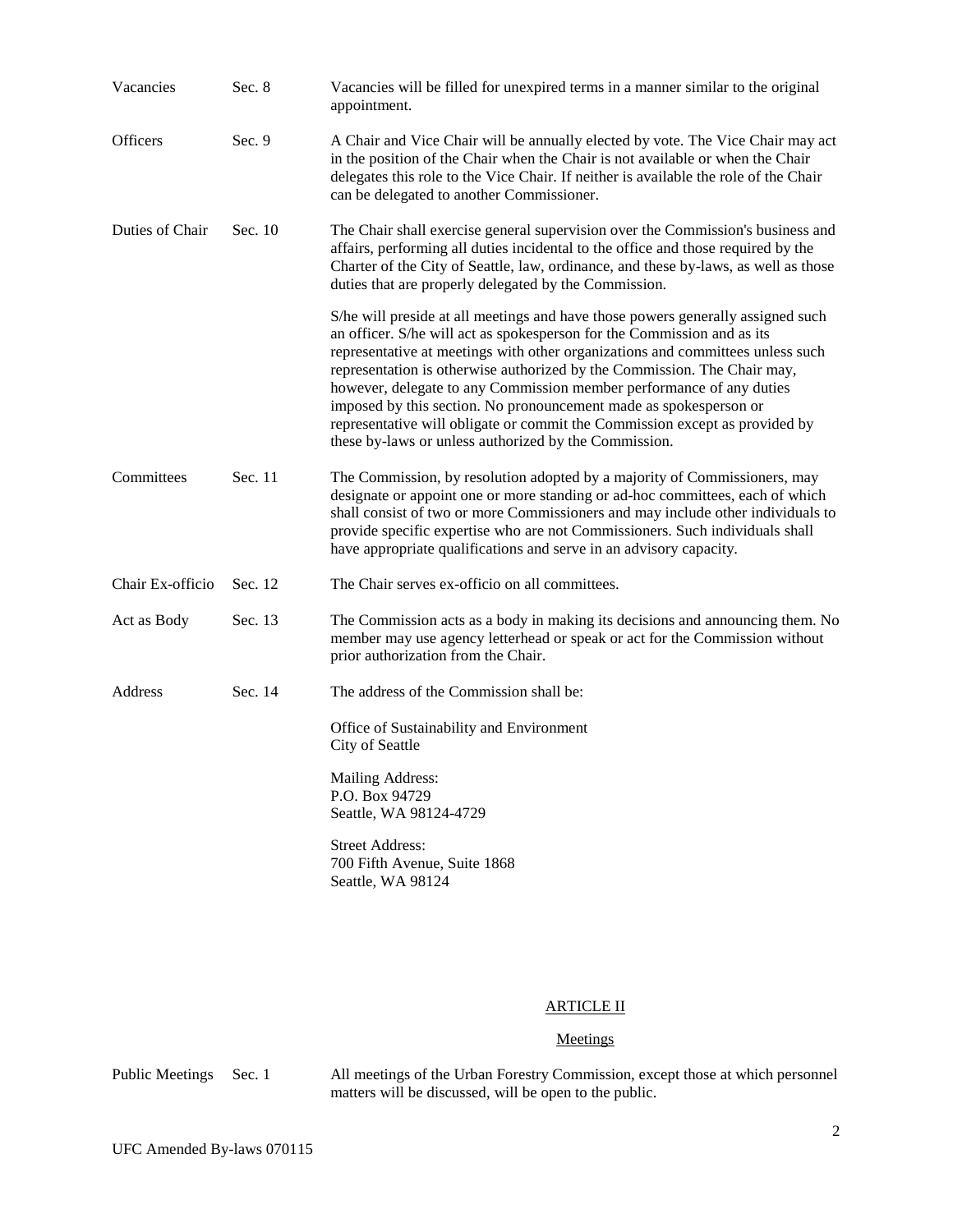| | | |
|---|---|---|
| Vacancies | Sec. 8 | Vacancies will be filled for unexpired terms in a manner similar to the original appointment. |
| Officers | Sec. 9 | A Chair and Vice Chair will be annually elected by vote. The Vice Chair may act in the position of the Chair when the Chair is not available or when the Chair delegates this role to the Vice Chair. If neither is available the role of the Chair can be delegated to another Commissioner. |
| Duties of Chair | Sec. 10 | The Chair shall exercise general supervision over the Commission's business and affairs, performing all duties incidental to the office and those required by the Charter of the City of Seattle, law, ordinance, and these by-laws, as well as those duties that are properly delegated by the Commission.<br><br>S/he will preside at all meetings and have those powers generally assigned such an officer. S/he will act as spokesperson for the Commission and as its representative at meetings with other organizations and committees unless such representation is otherwise authorized by the Commission. The Chair may, however, delegate to any Commission member performance of any duties imposed by this section. No pronouncement made as spokesperson or representative will obligate or commit the Commission except as provided by these by-laws or unless authorized by the Commission. |
| Committees | Sec. 11 | The Commission, by resolution adopted by a majority of Commissioners, may designate or appoint one or more standing or ad-hoc committees, each of which shall consist of two or more Commissioners and may include other individuals to provide specific expertise who are not Commissioners. Such individuals shall have appropriate qualifications and serve in an advisory capacity. |
| Chair Ex-officio | Sec. 12 | The Chair serves ex-officio on all committees. |
| Act as Body | Sec. 13 | The Commission acts as a body in making its decisions and announcing them. No member may use agency letterhead or speak or act for the Commission without prior authorization from the Chair. |
| Address | Sec. 14 | The address of the Commission shall be:<br><br>Office of Sustainability and Environment<br>City of Seattle<br><br>Mailing Address:<br>P.O. Box 94729<br>Seattle, WA 98124-4729<br><br>Street Address:<br>700 Fifth Avenue, Suite 1868<br>Seattle, WA 98124 |

## ARTICLE II

### Meetings

| | | |
|---|---|---|
| Public Meetings | Sec. 1 | All meetings of the Urban Forestry Commission, except those at which personnel matters will be discussed, will be open to the public. |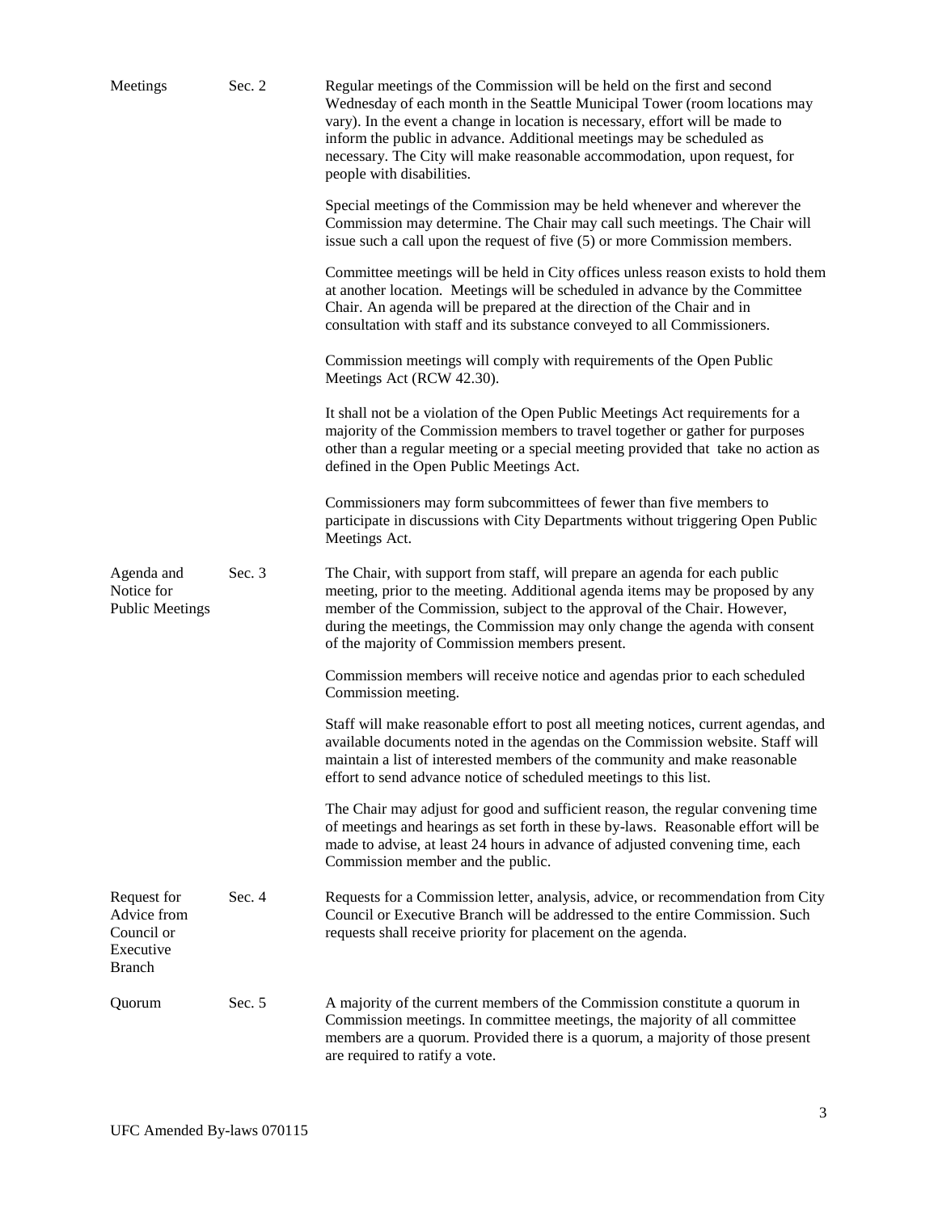**Meetings** Sec. 2

Regular meetings of the Commission will be held on the first and second Wednesday of each month in the Seattle Municipal Tower (room locations may vary). In the event a change in location is necessary, effort will be made to inform the public in advance. Additional meetings may be scheduled as necessary. The City will make reasonable accommodation, upon request, for people with disabilities.

Special meetings of the Commission may be held whenever and wherever the Commission may determine. The Chair may call such meetings. The Chair will issue such a call upon the request of five (5) or more Commission members.

Committee meetings will be held in City offices unless reason exists to hold them at another location. Meetings will be scheduled in advance by the Committee Chair. An agenda will be prepared at the direction of the Chair and in consultation with staff and its substance conveyed to all Commissioners.

Commission meetings will comply with requirements of the Open Public Meetings Act (RCW 42.30).

It shall not be a violation of the Open Public Meetings Act requirements for a majority of the Commission members to travel together or gather for purposes other than a regular meeting or a special meeting provided that take no action as defined in the Open Public Meetings Act.

Commissioners may form subcommittees of fewer than five members to participate in discussions with City Departments without triggering Open Public Meetings Act.

**Agenda and Notice for Public Meetings** Sec. 3

The Chair, with support from staff, will prepare an agenda for each public meeting, prior to the meeting. Additional agenda items may be proposed by any member of the Commission, subject to the approval of the Chair. However, during the meetings, the Commission may only change the agenda with consent of the majority of Commission members present.

Commission members will receive notice and agendas prior to each scheduled Commission meeting.

Staff will make reasonable effort to post all meeting notices, current agendas, and available documents noted in the agendas on the Commission website. Staff will maintain a list of interested members of the community and make reasonable effort to send advance notice of scheduled meetings to this list.

The Chair may adjust for good and sufficient reason, the regular convening time of meetings and hearings as set forth in these by-laws. Reasonable effort will be made to advise, at least 24 hours in advance of adjusted convening time, each Commission member and the public.

**Request for Advice from Council or Executive Branch** Sec. 4

Requests for a Commission letter, analysis, advice, or recommendation from City Council or Executive Branch will be addressed to the entire Commission. Such requests shall receive priority for placement on the agenda.

**Quorum** Sec. 5

A majority of the current members of the Commission constitute a quorum in Commission meetings. In committee meetings, the majority of all committee members are a quorum. Provided there is a quorum, a majority of those present are required to ratify a vote.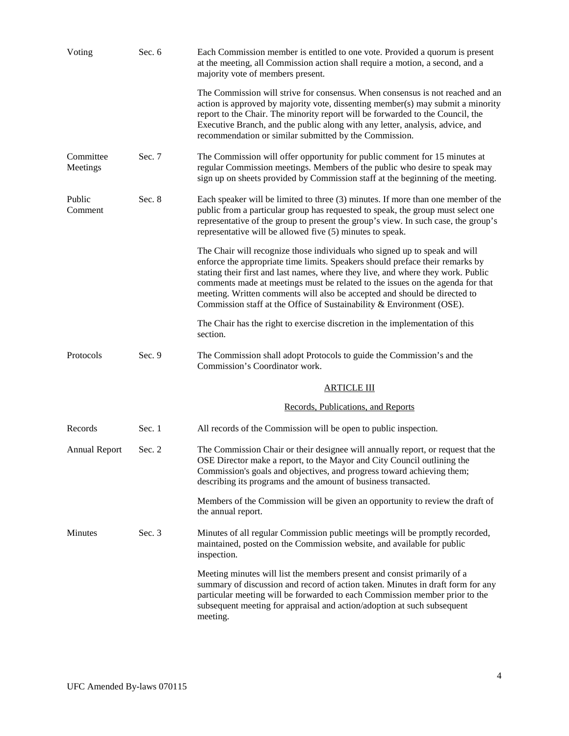**Voting** **Sec. 6** Each Commission member is entitled to one vote. Provided a quorum is present at the meeting, all Commission action shall require a motion, a second, and a majority vote of members present.

The Commission will strive for consensus. When consensus is not reached and an action is approved by majority vote, dissenting member(s) may submit a minority report to the Chair. The minority report will be forwarded to the Council, the Executive Branch, and the public along with any letter, analysis, advice, and recommendation or similar submitted by the Commission.

**Committee Meetings** **Sec. 7** The Commission will offer opportunity for public comment for 15 minutes at regular Commission meetings. Members of the public who desire to speak may sign up on sheets provided by Commission staff at the beginning of the meeting.

**Public Comment** **Sec. 8** Each speaker will be limited to three (3) minutes. If more than one member of the public from a particular group has requested to speak, the group must select one representative of the group to present the group's view. In such case, the group's representative will be allowed five (5) minutes to speak.

The Chair will recognize those individuals who signed up to speak and will enforce the appropriate time limits. Speakers should preface their remarks by stating their first and last names, where they live, and where they work. Public comments made at meetings must be related to the issues on the agenda for that meeting. Written comments will also be accepted and should be directed to Commission staff at the Office of Sustainability & Environment (OSE).

The Chair has the right to exercise discretion in the implementation of this section.

**Protocols** **Sec. 9** The Commission shall adopt Protocols to guide the Commission's and the Commission's Coordinator work.

## ARTICLE III

### Records, Publications, and Reports

**Records** **Sec. 1** All records of the Commission will be open to public inspection.

**Annual Report** **Sec. 2** The Commission Chair or their designee will annually report, or request that the OSE Director make a report, to the Mayor and City Council outlining the Commission's goals and objectives, and progress toward achieving them; describing its programs and the amount of business transacted.

Members of the Commission will be given an opportunity to review the draft of the annual report.

**Minutes** **Sec. 3** Minutes of all regular Commission public meetings will be promptly recorded, maintained, posted on the Commission website, and available for public inspection.

Meeting minutes will list the members present and consist primarily of a summary of discussion and record of action taken. Minutes in draft form for any particular meeting will be forwarded to each Commission member prior to the subsequent meeting for appraisal and action/adoption at such subsequent meeting.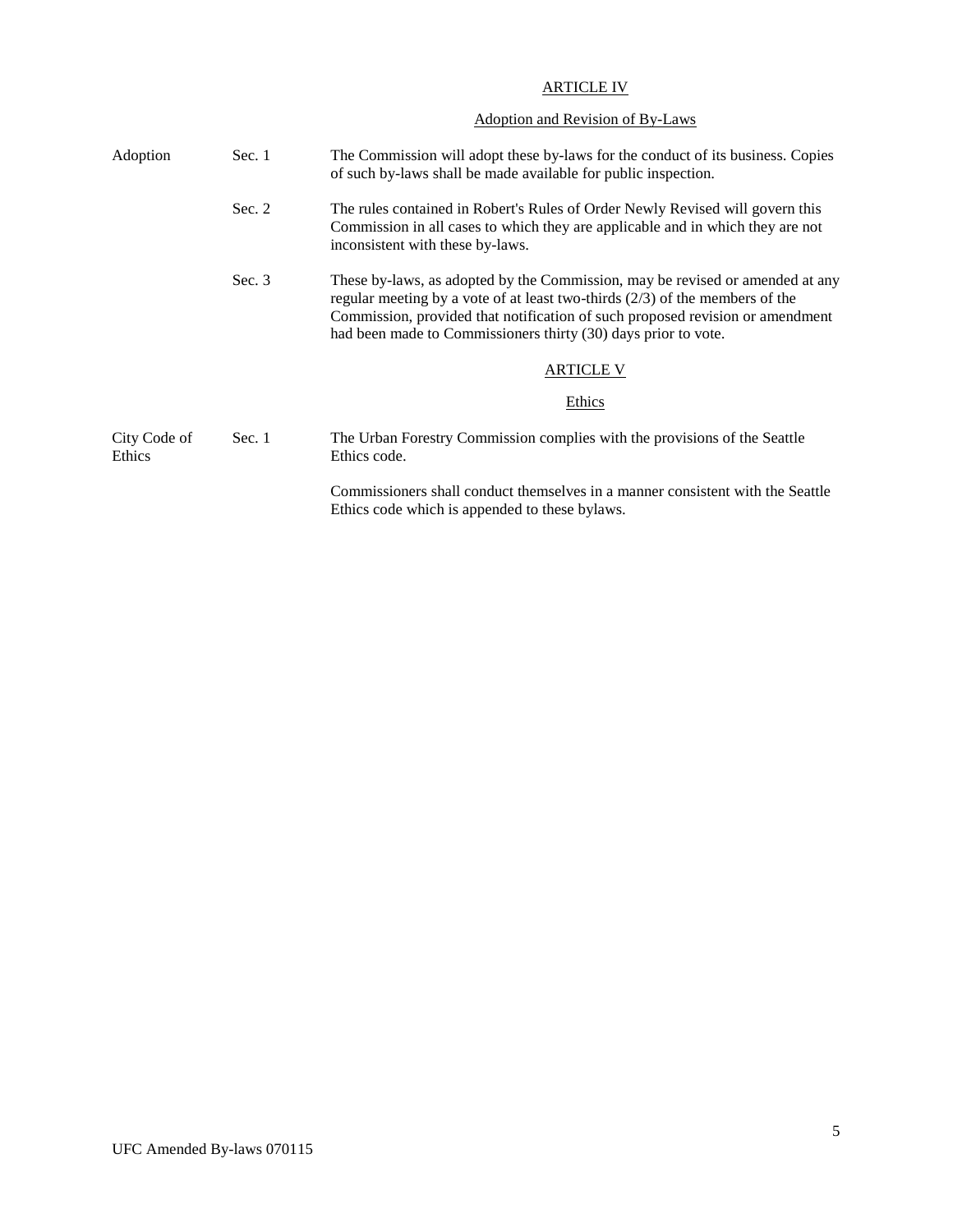## ARTICLE IV

### Adoption and Revision of By-Laws

Adoption — Sec. 1 — The Commission will adopt these by-laws for the conduct of its business. Copies of such by-laws shall be made available for public inspection.

Sec. 2 — The rules contained in Robert's Rules of Order Newly Revised will govern this Commission in all cases to which they are applicable and in which they are not inconsistent with these by-laws.

Sec. 3 — These by-laws, as adopted by the Commission, may be revised or amended at any regular meeting by a vote of at least two-thirds (2/3) of the members of the Commission, provided that notification of such proposed revision or amendment had been made to Commissioners thirty (30) days prior to vote.

## ARTICLE V

### Ethics

City Code of Ethics — Sec. 1 — The Urban Forestry Commission complies with the provisions of the Seattle Ethics code.

Commissioners shall conduct themselves in a manner consistent with the Seattle Ethics code which is appended to these bylaws.